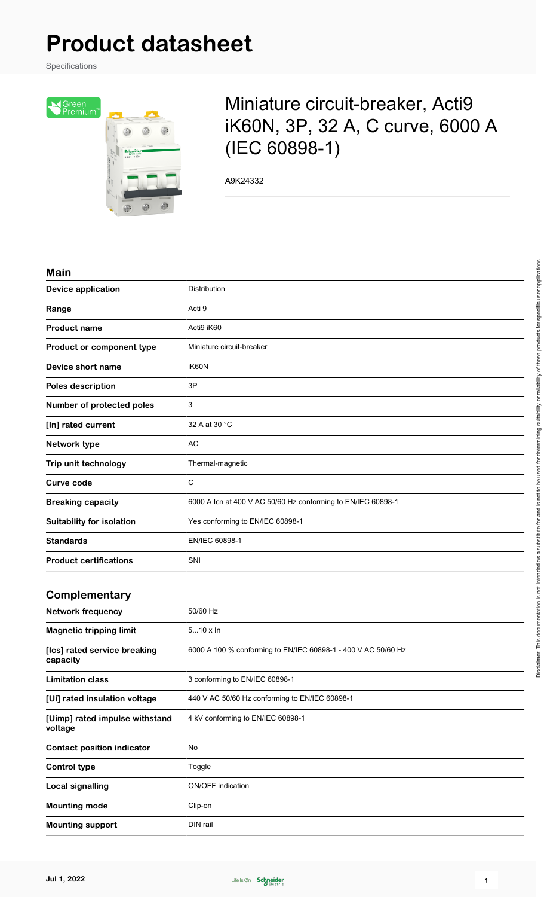# Product datasheet

Specifications

## Miniature circuit-breaker, Acti9 iK60N, 3P, 32 A, C curve, 6000 A (IEC 60898-1)

A9K24332

### Main

| | |
|---|---|
| **Device application** | Distribution |
| **Range** | Acti 9 |
| **Product name** | Acti9 iK60 |
| **Product or component type** | Miniature circuit-breaker |
| **Device short name** | iK60N |
| **Poles description** | 3P |
| **Number of protected poles** | 3 |
| **[In] rated current** | 32 A at 30 °C |
| **Network type** | AC |
| **Trip unit technology** | Thermal-magnetic |
| **Curve code** | C |
| **Breaking capacity** | 6000 A Icn at 400 V AC 50/60 Hz conforming to EN/IEC 60898-1 |
| **Suitability for isolation** | Yes conforming to EN/IEC 60898-1 |
| **Standards** | EN/IEC 60898-1 |
| **Product certifications** | SNI |

### Complementary

| | |
|---|---|
| **Network frequency** | 50/60 Hz |
| **Magnetic tripping limit** | 5...10 x In |
| **[Ics] rated service breaking capacity** | 6000 A 100 % conforming to EN/IEC 60898-1 - 400 V AC 50/60 Hz |
| **Limitation class** | 3 conforming to EN/IEC 60898-1 |
| **[Ui] rated insulation voltage** | 440 V AC 50/60 Hz conforming to EN/IEC 60898-1 |
| **[Uimp] rated impulse withstand voltage** | 4 kV conforming to EN/IEC 60898-1 |
| **Contact position indicator** | No |
| **Control type** | Toggle |
| **Local signalling** | ON/OFF indication |
| **Mounting mode** | Clip-on |
| **Mounting support** | DIN rail |

Disclaimer: This documentation is not intended as a substitute for and is not to be used for determining suitability or reliability of these products for specific user applications

Jul 1, 2022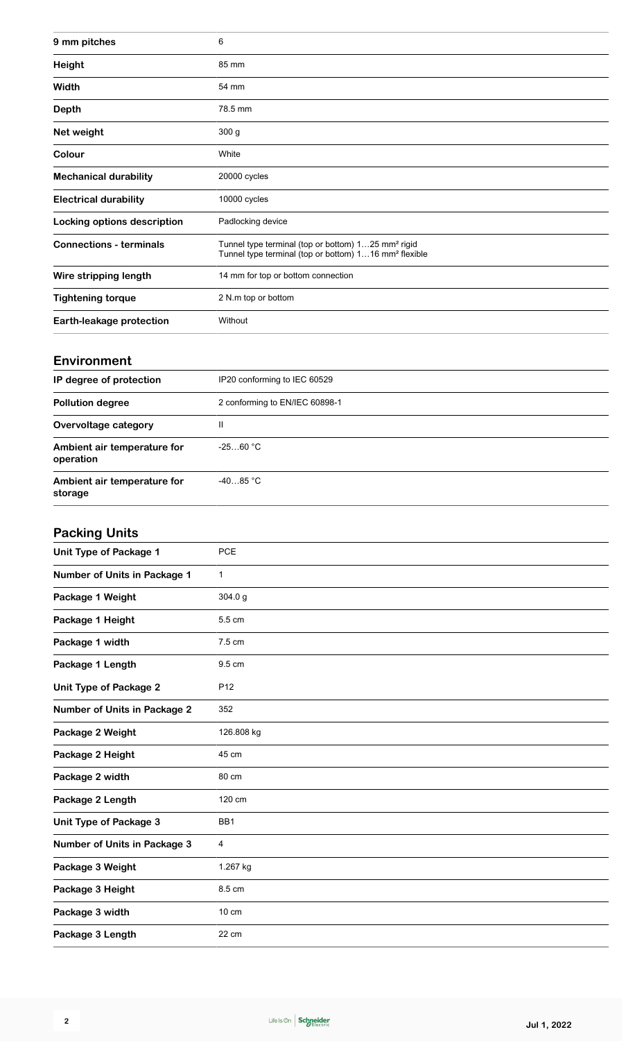| | |
|---|---|
| 9 mm pitches | 6 |
| Height | 85 mm |
| Width | 54 mm |
| Depth | 78.5 mm |
| Net weight | 300 g |
| Colour | White |
| Mechanical durability | 20000 cycles |
| Electrical durability | 10000 cycles |
| Locking options description | Padlocking device |
| Connections - terminals | Tunnel type terminal (top or bottom) 1…25 mm² rigid<br>Tunnel type terminal (top or bottom) 1…16 mm² flexible |
| Wire stripping length | 14 mm for top or bottom connection |
| Tightening torque | 2 N.m top or bottom |
| Earth-leakage protection | Without |

## Environment

| | |
|---|---|
| IP degree of protection | IP20 conforming to IEC 60529 |
| Pollution degree | 2 conforming to EN/IEC 60898-1 |
| Overvoltage category | II |
| Ambient air temperature for operation | -25…60 °C |
| Ambient air temperature for storage | -40…85 °C |

## Packing Units

| | |
|---|---|
| Unit Type of Package 1 | PCE |
| Number of Units in Package 1 | 1 |
| Package 1 Weight | 304.0 g |
| Package 1 Height | 5.5 cm |
| Package 1 width | 7.5 cm |
| Package 1 Length | 9.5 cm |
| Unit Type of Package 2 | P12 |
| Number of Units in Package 2 | 352 |
| Package 2 Weight | 126.808 kg |
| Package 2 Height | 45 cm |
| Package 2 width | 80 cm |
| Package 2 Length | 120 cm |
| Unit Type of Package 3 | BB1 |
| Number of Units in Package 3 | 4 |
| Package 3 Weight | 1.267 kg |
| Package 3 Height | 8.5 cm |
| Package 3 width | 10 cm |
| Package 3 Length | 22 cm |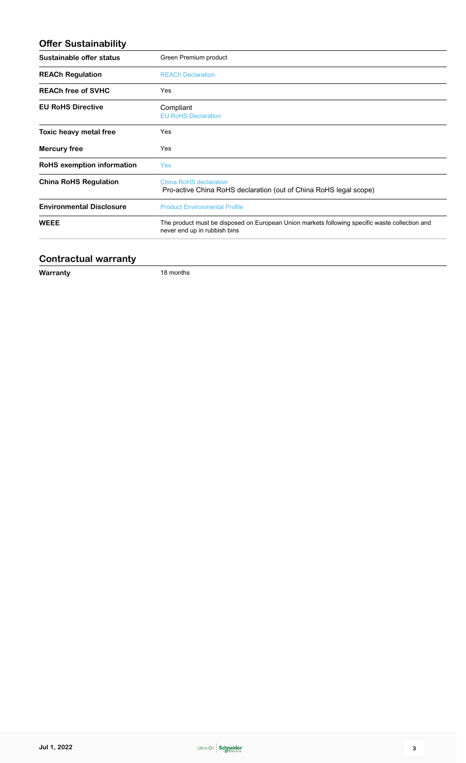## Offer Sustainability

| | |
|---|---|
| **Sustainable offer status** | Green Premium product |
| **REACh Regulation** | REACh Declaration |
| **REACh free of SVHC** | Yes |
| **EU RoHS Directive** | Compliant<br>EU RoHS Declaration |
| **Toxic heavy metal free** | Yes |
| **Mercury free** | Yes |
| **RoHS exemption information** | Yes |
| **China RoHS Regulation** | China RoHS declaration<br>Pro-active China RoHS declaration (out of China RoHS legal scope) |
| **Environmental Disclosure** | Product Environmental Profile |
| **WEEE** | The product must be disposed on European Union markets following specific waste collection and never end up in rubbish bins |

## Contractual warranty

| | |
|---|---|
| **Warranty** | 18 months |